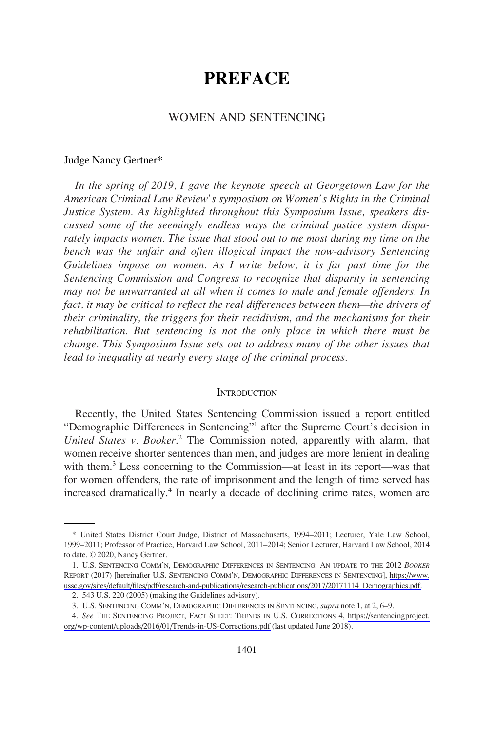# PREFACE

## WOMEN AND SENTENCING

Judge Nancy Gertner*

*In the spring of 2019, I gave the keynote speech at Georgetown Law for the American Criminal Law Review's symposium on Women's Rights in the Criminal Justice System. As highlighted throughout this Symposium Issue, speakers discussed some of the seemingly endless ways the criminal justice system disparately impacts women. The issue that stood out to me most during my time on the bench was the unfair and often illogical impact the now-advisory Sentencing Guidelines impose on women. As I write below, it is far past time for the Sentencing Commission and Congress to recognize that disparity in sentencing may not be unwarranted at all when it comes to male and female offenders. In fact, it may be critical to reflect the real differences between them—the drivers of their criminality, the triggers for their recidivism, and the mechanisms for their rehabilitation. But sentencing is not the only place in which there must be change. This Symposium Issue sets out to address many of the other issues that lead to inequality at nearly every stage of the criminal process.*

### INTRODUCTION

Recently, the United States Sentencing Commission issued a report entitled "Demographic Differences in Sentencing"[1] after the Supreme Court's decision in *United States v. Booker*.[2] The Commission noted, apparently with alarm, that women receive shorter sentences than men, and judges are more lenient in dealing with them.[3] Less concerning to the Commission—at least in its report—was that for women offenders, the rate of imprisonment and the length of time served has increased dramatically.[4] In nearly a decade of declining crime rates, women are

---

\* United States District Court Judge, District of Massachusetts, 1994–2011; Lecturer, Yale Law School, 1999–2011; Professor of Practice, Harvard Law School, 2011–2014; Senior Lecturer, Harvard Law School, 2014 to date. © 2020, Nancy Gertner.

1. U.S. SENTENCING COMM'N, DEMOGRAPHIC DIFFERENCES IN SENTENCING: AN UPDATE TO THE 2012 *BOOKER* REPORT (2017) [hereinafter U.S. SENTENCING COMM'N, DEMOGRAPHIC DIFFERENCES IN SENTENCING], https://www.ussc.gov/sites/default/files/pdf/research-and-publications/research-publications/2017/20171114_Demographics.pdf.

2. 543 U.S. 220 (2005) (making the Guidelines advisory).

3. U.S. SENTENCING COMM'N, DEMOGRAPHIC DIFFERENCES IN SENTENCING, *supra* note 1, at 2, 6–9.

4. *See* THE SENTENCING PROJECT, FACT SHEET: TRENDS IN U.S. CORRECTIONS 4, https://sentencingproject.org/wp-content/uploads/2016/01/Trends-in-US-Corrections.pdf (last updated June 2018).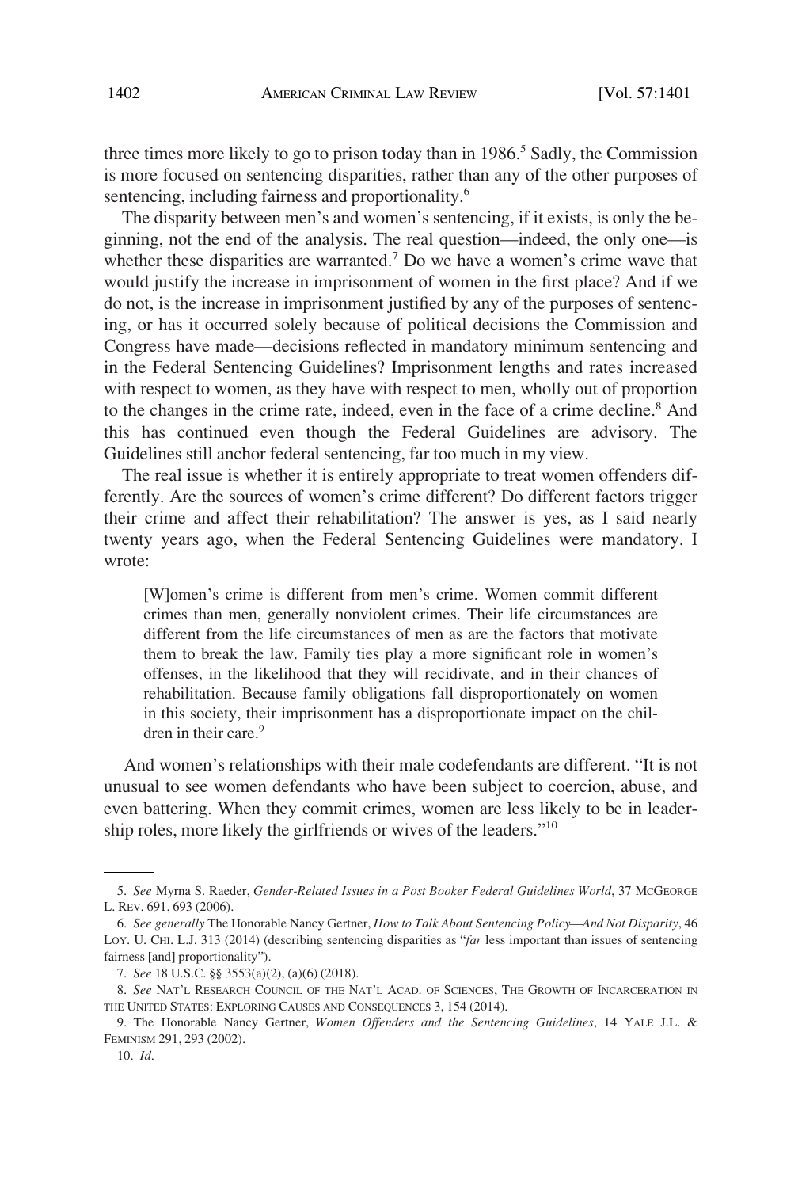three times more likely to go to prison today than in 1986.[5] Sadly, the Commission is more focused on sentencing disparities, rather than any of the other purposes of sentencing, including fairness and proportionality.[6]

The disparity between men's and women's sentencing, if it exists, is only the beginning, not the end of the analysis. The real question—indeed, the only one—is whether these disparities are warranted.[7] Do we have a women's crime wave that would justify the increase in imprisonment of women in the first place? And if we do not, is the increase in imprisonment justified by any of the purposes of sentencing, or has it occurred solely because of political decisions the Commission and Congress have made—decisions reflected in mandatory minimum sentencing and in the Federal Sentencing Guidelines? Imprisonment lengths and rates increased with respect to women, as they have with respect to men, wholly out of proportion to the changes in the crime rate, indeed, even in the face of a crime decline.[8] And this has continued even though the Federal Guidelines are advisory. The Guidelines still anchor federal sentencing, far too much in my view.

The real issue is whether it is entirely appropriate to treat women offenders differently. Are the sources of women's crime different? Do different factors trigger their crime and affect their rehabilitation? The answer is yes, as I said nearly twenty years ago, when the Federal Sentencing Guidelines were mandatory. I wrote:

> [W]omen's crime is different from men's crime. Women commit different crimes than men, generally nonviolent crimes. Their life circumstances are different from the life circumstances of men as are the factors that motivate them to break the law. Family ties play a more significant role in women's offenses, in the likelihood that they will recidivate, and in their chances of rehabilitation. Because family obligations fall disproportionately on women in this society, their imprisonment has a disproportionate impact on the children in their care.[9]

And women's relationships with their male codefendants are different. "It is not unusual to see women defendants who have been subject to coercion, abuse, and even battering. When they commit crimes, women are less likely to be in leadership roles, more likely the girlfriends or wives of the leaders."[10]

---

5. *See* Myrna S. Raeder, *Gender-Related Issues in a Post Booker Federal Guidelines World*, 37 MCGEORGE L. REV. 691, 693 (2006).

6. *See generally* The Honorable Nancy Gertner, *How to Talk About Sentencing Policy—And Not Disparity*, 46 LOY. U. CHI. L.J. 313 (2014) (describing sentencing disparities as "*far* less important than issues of sentencing fairness [and] proportionality").

7. *See* 18 U.S.C. §§ 3553(a)(2), (a)(6) (2018).

8. *See* NAT'L RESEARCH COUNCIL OF THE NAT'L ACAD. OF SCIENCES, THE GROWTH OF INCARCERATION IN THE UNITED STATES: EXPLORING CAUSES AND CONSEQUENCES 3, 154 (2014).

9. The Honorable Nancy Gertner, *Women Offenders and the Sentencing Guidelines*, 14 YALE J.L. & FEMINISM 291, 293 (2002).

10. *Id.*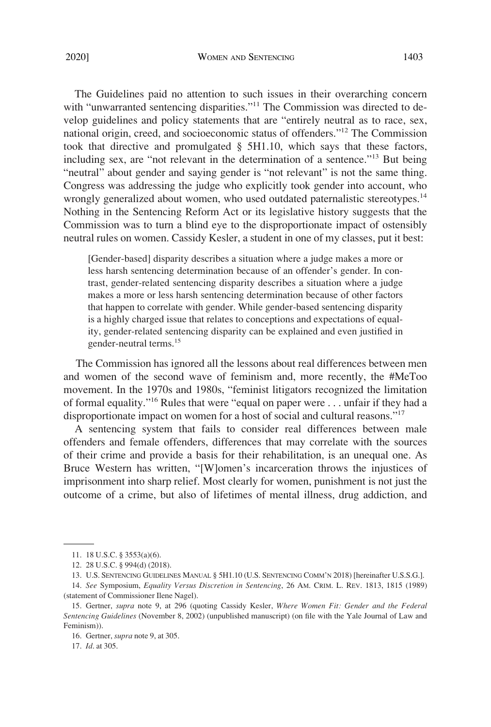The Guidelines paid no attention to such issues in their overarching concern with "unwarranted sentencing disparities."[11] The Commission was directed to develop guidelines and policy statements that are "entirely neutral as to race, sex, national origin, creed, and socioeconomic status of offenders."[12] The Commission took that directive and promulgated § 5H1.10, which says that these factors, including sex, are "not relevant in the determination of a sentence."[13] But being "neutral" about gender and saying gender is "not relevant" is not the same thing. Congress was addressing the judge who explicitly took gender into account, who wrongly generalized about women, who used outdated paternalistic stereotypes.[14] Nothing in the Sentencing Reform Act or its legislative history suggests that the Commission was to turn a blind eye to the disproportionate impact of ostensibly neutral rules on women. Cassidy Kesler, a student in one of my classes, put it best:

> [Gender-based] disparity describes a situation where a judge makes a more or less harsh sentencing determination because of an offender's gender. In contrast, gender-related sentencing disparity describes a situation where a judge makes a more or less harsh sentencing determination because of other factors that happen to correlate with gender. While gender-based sentencing disparity is a highly charged issue that relates to conceptions and expectations of equality, gender-related sentencing disparity can be explained and even justified in gender-neutral terms.[15]

The Commission has ignored all the lessons about real differences between men and women of the second wave of feminism and, more recently, the #MeToo movement. In the 1970s and 1980s, "feminist litigators recognized the limitation of formal equality."[16] Rules that were "equal on paper were . . . unfair if they had a disproportionate impact on women for a host of social and cultural reasons."[17]

A sentencing system that fails to consider real differences between male offenders and female offenders, differences that may correlate with the sources of their crime and provide a basis for their rehabilitation, is an unequal one. As Bruce Western has written, "[W]omen's incarceration throws the injustices of imprisonment into sharp relief. Most clearly for women, punishment is not just the outcome of a crime, but also of lifetimes of mental illness, drug addiction, and

---

11. 18 U.S.C. § 3553(a)(6).

12. 28 U.S.C. § 994(d) (2018).

13. U.S. SENTENCING GUIDELINES MANUAL § 5H1.10 (U.S. SENTENCING COMM'N 2018) [hereinafter U.S.S.G.].

14. *See* Symposium, *Equality Versus Discretion in Sentencing*, 26 AM. CRIM. L. REV. 1813, 1815 (1989) (statement of Commissioner Ilene Nagel).

15. Gertner, *supra* note 9, at 296 (quoting Cassidy Kesler, *Where Women Fit: Gender and the Federal Sentencing Guidelines* (November 8, 2002) (unpublished manuscript) (on file with the Yale Journal of Law and Feminism)).

16. Gertner, *supra* note 9, at 305.

17. *Id*. at 305.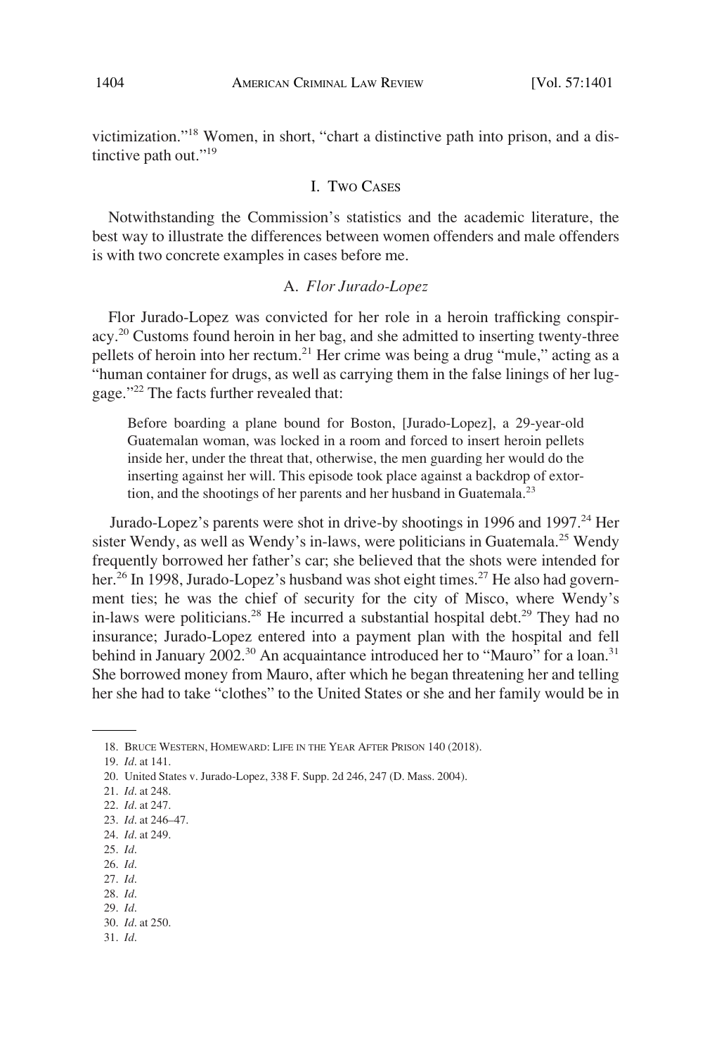victimization."[18] Women, in short, "chart a distinctive path into prison, and a distinctive path out."[19]

## I. Two Cases

Notwithstanding the Commission's statistics and the academic literature, the best way to illustrate the differences between women offenders and male offenders is with two concrete examples in cases before me.

### A. *Flor Jurado-Lopez*

Flor Jurado-Lopez was convicted for her role in a heroin trafficking conspiracy.[20] Customs found heroin in her bag, and she admitted to inserting twenty-three pellets of heroin into her rectum.[21] Her crime was being a drug "mule," acting as a "human container for drugs, as well as carrying them in the false linings of her luggage."[22] The facts further revealed that:

> Before boarding a plane bound for Boston, [Jurado-Lopez], a 29-year-old Guatemalan woman, was locked in a room and forced to insert heroin pellets inside her, under the threat that, otherwise, the men guarding her would do the inserting against her will. This episode took place against a backdrop of extortion, and the shootings of her parents and her husband in Guatemala.[23]

Jurado-Lopez's parents were shot in drive-by shootings in 1996 and 1997.[24] Her sister Wendy, as well as Wendy's in-laws, were politicians in Guatemala.[25] Wendy frequently borrowed her father's car; she believed that the shots were intended for her.[26] In 1998, Jurado-Lopez's husband was shot eight times.[27] He also had government ties; he was the chief of security for the city of Misco, where Wendy's in-laws were politicians.[28] He incurred a substantial hospital debt.[29] They had no insurance; Jurado-Lopez entered into a payment plan with the hospital and fell behind in January 2002.[30] An acquaintance introduced her to "Mauro" for a loan.[31] She borrowed money from Mauro, after which he began threatening her and telling her she had to take "clothes" to the United States or she and her family would be in

---

18. Bruce Western, Homeward: Life in the Year After Prison 140 (2018).
19. *Id.* at 141.
20. United States v. Jurado-Lopez, 338 F. Supp. 2d 246, 247 (D. Mass. 2004).
21. *Id.* at 248.
22. *Id.* at 247.
23. *Id.* at 246–47.
24. *Id.* at 249.
25. *Id.*
26. *Id.*
27. *Id.*
28. *Id.*
29. *Id.*
30. *Id.* at 250.
31. *Id.*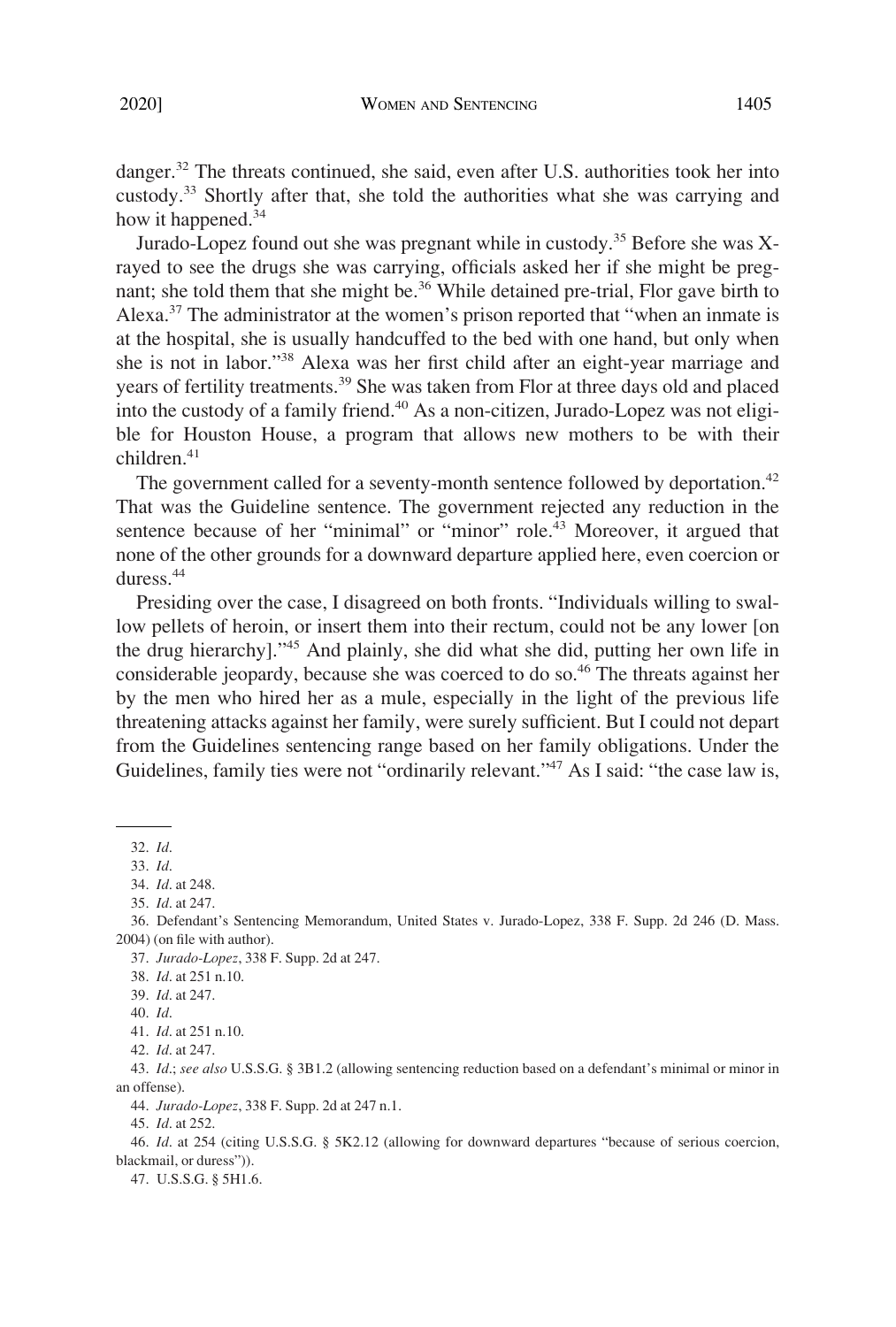danger.[32] The threats continued, she said, even after U.S. authorities took her into custody.[33] Shortly after that, she told the authorities what she was carrying and how it happened.[34]

Jurado-Lopez found out she was pregnant while in custody.[35] Before she was X-rayed to see the drugs she was carrying, officials asked her if she might be pregnant; she told them that she might be.[36] While detained pre-trial, Flor gave birth to Alexa.[37] The administrator at the women's prison reported that "when an inmate is at the hospital, she is usually handcuffed to the bed with one hand, but only when she is not in labor."[38] Alexa was her first child after an eight-year marriage and years of fertility treatments.[39] She was taken from Flor at three days old and placed into the custody of a family friend.[40] As a non-citizen, Jurado-Lopez was not eligible for Houston House, a program that allows new mothers to be with their children.[41]

The government called for a seventy-month sentence followed by deportation.[42] That was the Guideline sentence. The government rejected any reduction in the sentence because of her "minimal" or "minor" role.[43] Moreover, it argued that none of the other grounds for a downward departure applied here, even coercion or duress.[44]

Presiding over the case, I disagreed on both fronts. "Individuals willing to swallow pellets of heroin, or insert them into their rectum, could not be any lower [on the drug hierarchy]."[45] And plainly, she did what she did, putting her own life in considerable jeopardy, because she was coerced to do so.[46] The threats against her by the men who hired her as a mule, especially in the light of the previous life threatening attacks against her family, were surely sufficient. But I could not depart from the Guidelines sentencing range based on her family obligations. Under the Guidelines, family ties were not "ordinarily relevant."[47] As I said: "the case law is,

---

32. *Id*.

33. *Id*.

34. *Id*. at 248.

35. *Id*. at 247.

36. Defendant's Sentencing Memorandum, United States v. Jurado-Lopez, 338 F. Supp. 2d 246 (D. Mass. 2004) (on file with author).

37. *Jurado-Lopez*, 338 F. Supp. 2d at 247.

38. *Id*. at 251 n.10.

39. *Id*. at 247.

40. *Id*.

41. *Id*. at 251 n.10.

42. *Id*. at 247.

43. *Id*.; *see also* U.S.S.G. § 3B1.2 (allowing sentencing reduction based on a defendant's minimal or minor in an offense).

44. *Jurado-Lopez*, 338 F. Supp. 2d at 247 n.1.

45. *Id*. at 252.

46. *Id*. at 254 (citing U.S.S.G. § 5K2.12 (allowing for downward departures "because of serious coercion, blackmail, or duress")).

47. U.S.S.G. § 5H1.6.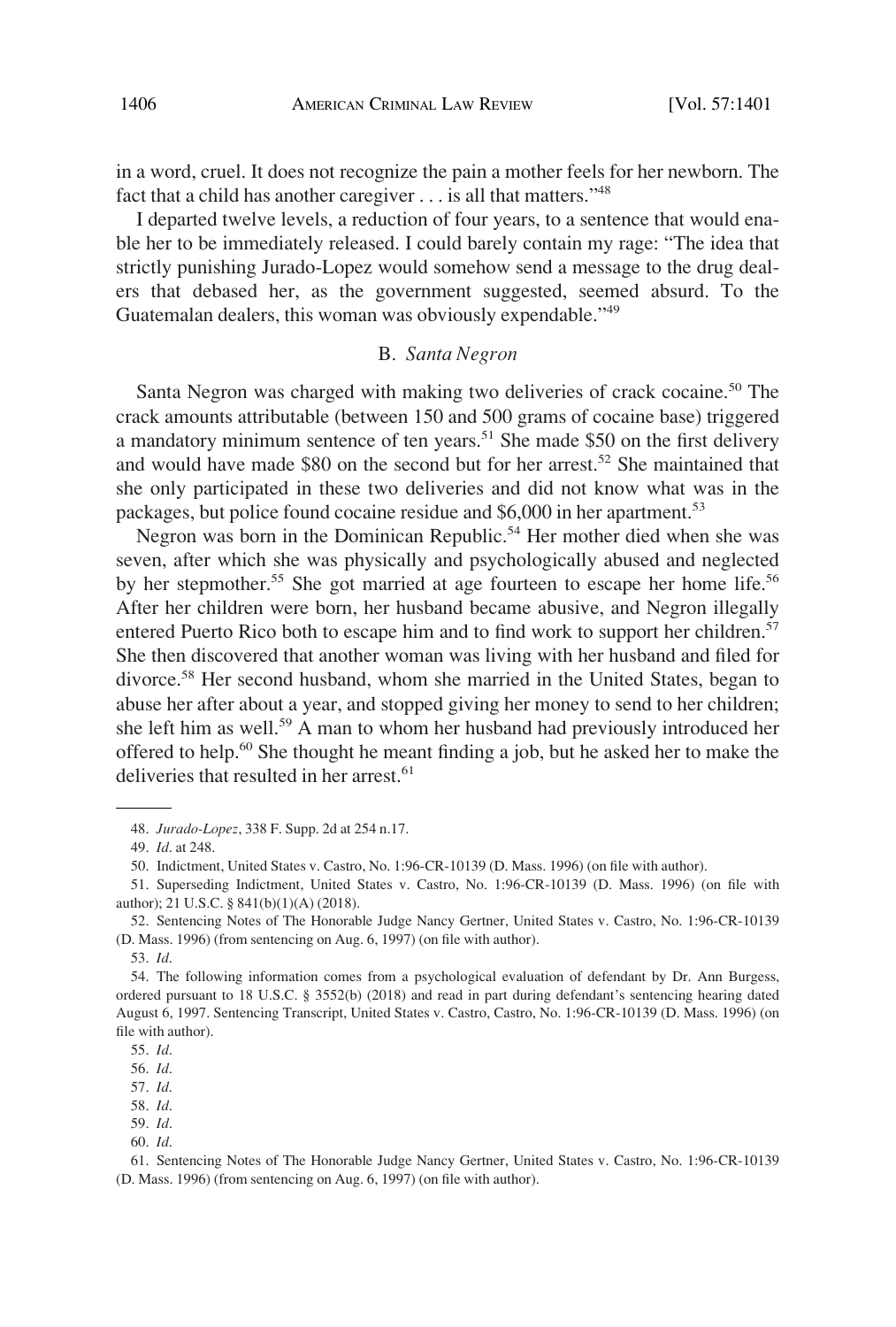in a word, cruel. It does not recognize the pain a mother feels for her newborn. The fact that a child has another caregiver . . . is all that matters."[48]

I departed twelve levels, a reduction of four years, to a sentence that would enable her to be immediately released. I could barely contain my rage: "The idea that strictly punishing Jurado-Lopez would somehow send a message to the drug dealers that debased her, as the government suggested, seemed absurd. To the Guatemalan dealers, this woman was obviously expendable."[49]

### B. *Santa Negron*

Santa Negron was charged with making two deliveries of crack cocaine.[50] The crack amounts attributable (between 150 and 500 grams of cocaine base) triggered a mandatory minimum sentence of ten years.[51] She made $50 on the first delivery and would have made $80 on the second but for her arrest.[52] She maintained that she only participated in these two deliveries and did not know what was in the packages, but police found cocaine residue and $6,000 in her apartment.[53]

Negron was born in the Dominican Republic.[54] Her mother died when she was seven, after which she was physically and psychologically abused and neglected by her stepmother.[55] She got married at age fourteen to escape her home life.[56] After her children were born, her husband became abusive, and Negron illegally entered Puerto Rico both to escape him and to find work to support her children.[57] She then discovered that another woman was living with her husband and filed for divorce.[58] Her second husband, whom she married in the United States, began to abuse her after about a year, and stopped giving her money to send to her children; she left him as well.[59] A man to whom her husband had previously introduced her offered to help.[60] She thought he meant finding a job, but he asked her to make the deliveries that resulted in her arrest.[61]

---

48. *Jurado-Lopez*, 338 F. Supp. 2d at 254 n.17.

49. *Id*. at 248.

50. Indictment, United States v. Castro, No. 1:96-CR-10139 (D. Mass. 1996) (on file with author).

51. Superseding Indictment, United States v. Castro, No. 1:96-CR-10139 (D. Mass. 1996) (on file with author); 21 U.S.C. § 841(b)(1)(A) (2018).

52. Sentencing Notes of The Honorable Judge Nancy Gertner, United States v. Castro, No. 1:96-CR-10139 (D. Mass. 1996) (from sentencing on Aug. 6, 1997) (on file with author).

53. *Id*.

54. The following information comes from a psychological evaluation of defendant by Dr. Ann Burgess, ordered pursuant to 18 U.S.C. § 3552(b) (2018) and read in part during defendant's sentencing hearing dated August 6, 1997. Sentencing Transcript, United States v. Castro, Castro, No. 1:96-CR-10139 (D. Mass. 1996) (on file with author).

55. *Id*.

56. *Id*.

57. *Id*.

58. *Id*.

59. *Id*.

60. *Id*.

61. Sentencing Notes of The Honorable Judge Nancy Gertner, United States v. Castro, No. 1:96-CR-10139 (D. Mass. 1996) (from sentencing on Aug. 6, 1997) (on file with author).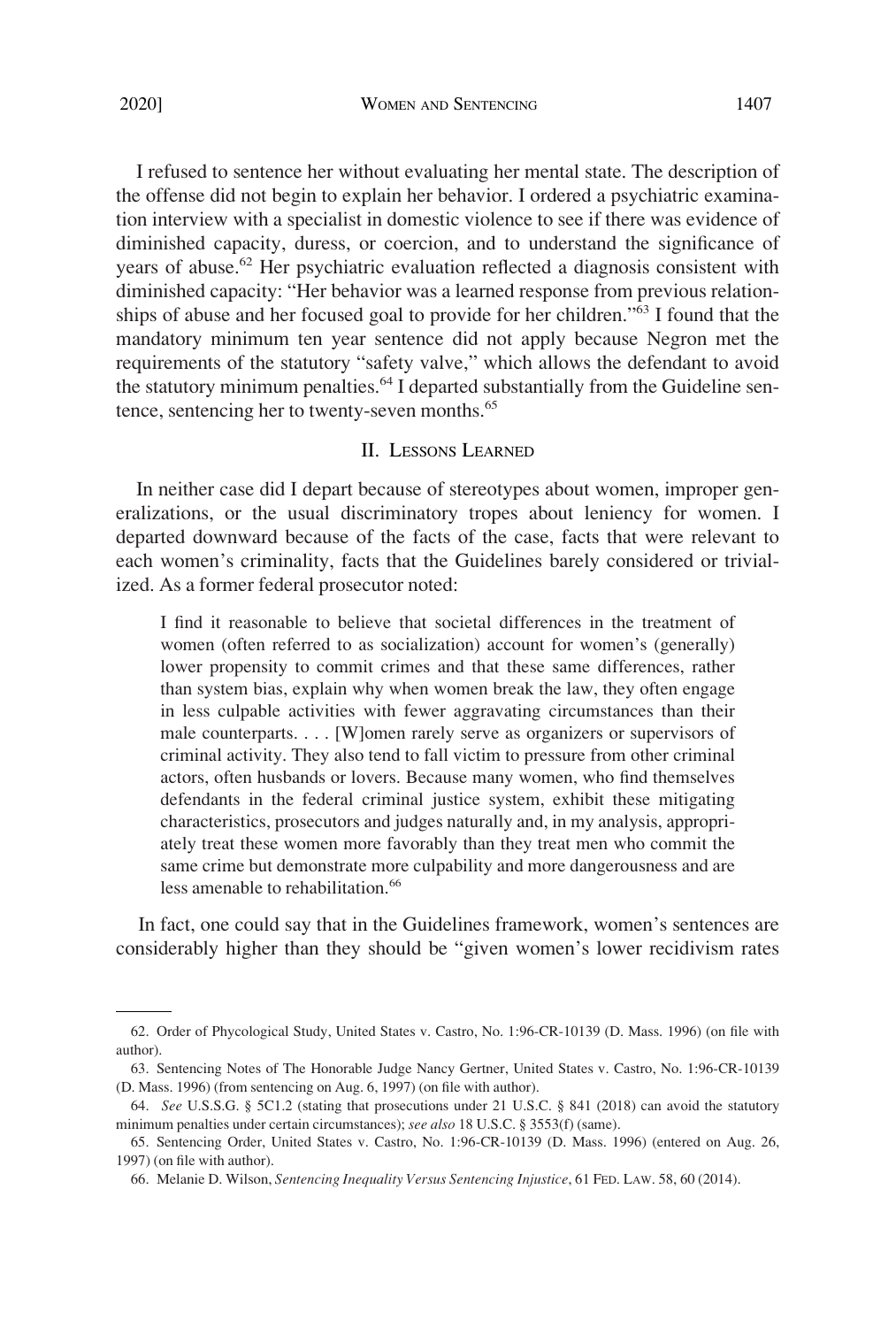I refused to sentence her without evaluating her mental state. The description of the offense did not begin to explain her behavior. I ordered a psychiatric examination interview with a specialist in domestic violence to see if there was evidence of diminished capacity, duress, or coercion, and to understand the significance of years of abuse.[62] Her psychiatric evaluation reflected a diagnosis consistent with diminished capacity: "Her behavior was a learned response from previous relationships of abuse and her focused goal to provide for her children."[63] I found that the mandatory minimum ten year sentence did not apply because Negron met the requirements of the statutory "safety valve," which allows the defendant to avoid the statutory minimum penalties.[64] I departed substantially from the Guideline sentence, sentencing her to twenty-seven months.[65]

## II. Lessons Learned

In neither case did I depart because of stereotypes about women, improper generalizations, or the usual discriminatory tropes about leniency for women. I departed downward because of the facts of the case, facts that were relevant to each women's criminality, facts that the Guidelines barely considered or trivialized. As a former federal prosecutor noted:

> I find it reasonable to believe that societal differences in the treatment of women (often referred to as socialization) account for women's (generally) lower propensity to commit crimes and that these same differences, rather than system bias, explain why when women break the law, they often engage in less culpable activities with fewer aggravating circumstances than their male counterparts. . . . [W]omen rarely serve as organizers or supervisors of criminal activity. They also tend to fall victim to pressure from other criminal actors, often husbands or lovers. Because many women, who find themselves defendants in the federal criminal justice system, exhibit these mitigating characteristics, prosecutors and judges naturally and, in my analysis, appropriately treat these women more favorably than they treat men who commit the same crime but demonstrate more culpability and more dangerousness and are less amenable to rehabilitation.[66]

In fact, one could say that in the Guidelines framework, women's sentences are considerably higher than they should be "given women's lower recidivism rates

---

62. Order of Phycological Study, United States v. Castro, No. 1:96-CR-10139 (D. Mass. 1996) (on file with author).

63. Sentencing Notes of The Honorable Judge Nancy Gertner, United States v. Castro, No. 1:96-CR-10139 (D. Mass. 1996) (from sentencing on Aug. 6, 1997) (on file with author).

64. *See* U.S.S.G. § 5C1.2 (stating that prosecutions under 21 U.S.C. § 841 (2018) can avoid the statutory minimum penalties under certain circumstances); *see also* 18 U.S.C. § 3553(f) (same).

65. Sentencing Order, United States v. Castro, No. 1:96-CR-10139 (D. Mass. 1996) (entered on Aug. 26, 1997) (on file with author).

66. Melanie D. Wilson, *Sentencing Inequality Versus Sentencing Injustice*, 61 Fed. Law. 58, 60 (2014).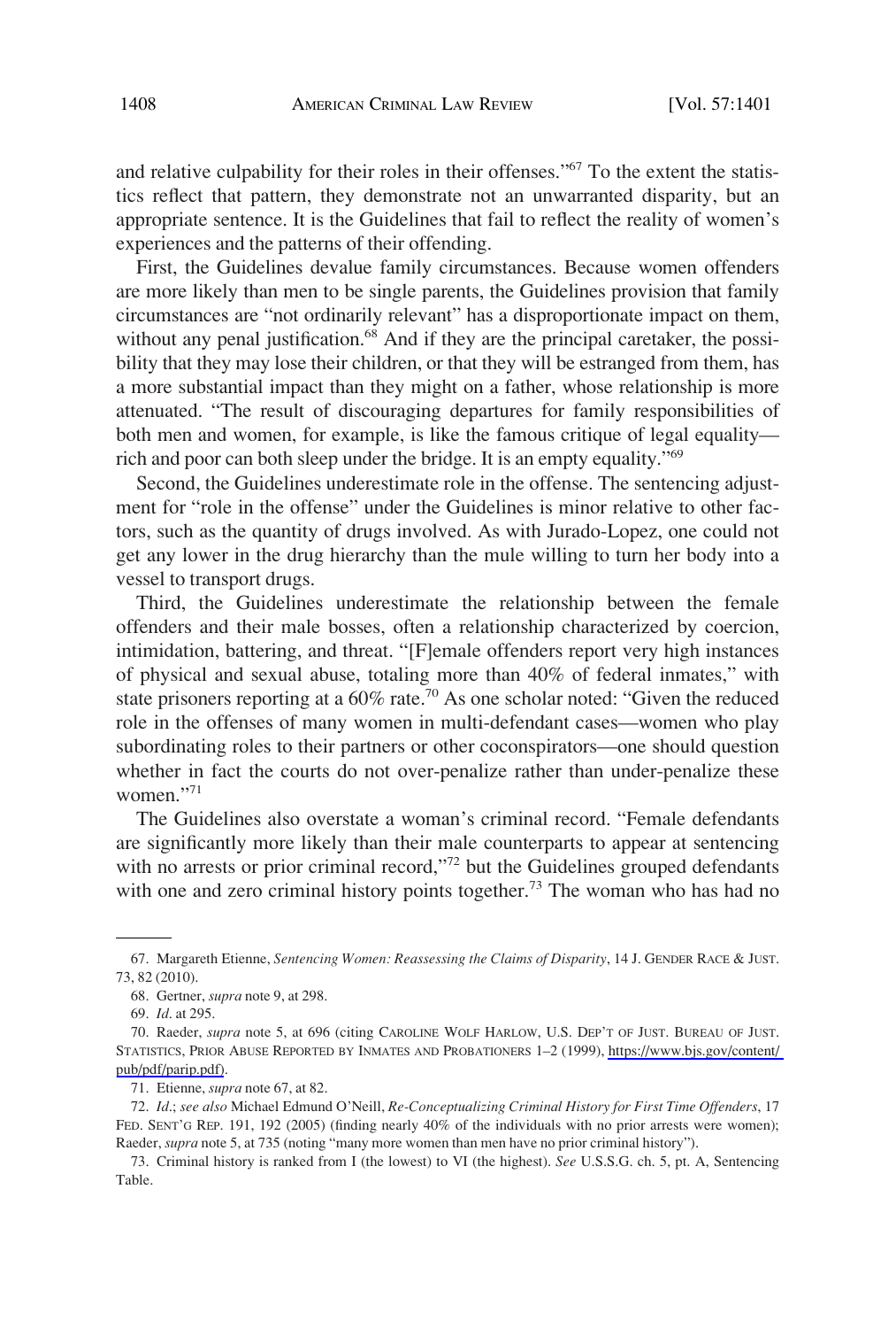and relative culpability for their roles in their offenses."[67] To the extent the statistics reflect that pattern, they demonstrate not an unwarranted disparity, but an appropriate sentence. It is the Guidelines that fail to reflect the reality of women's experiences and the patterns of their offending.

First, the Guidelines devalue family circumstances. Because women offenders are more likely than men to be single parents, the Guidelines provision that family circumstances are "not ordinarily relevant" has a disproportionate impact on them, without any penal justification.[68] And if they are the principal caretaker, the possibility that they may lose their children, or that they will be estranged from them, has a more substantial impact than they might on a father, whose relationship is more attenuated. "The result of discouraging departures for family responsibilities of both men and women, for example, is like the famous critique of legal equality—rich and poor can both sleep under the bridge. It is an empty equality."[69]

Second, the Guidelines underestimate role in the offense. The sentencing adjustment for "role in the offense" under the Guidelines is minor relative to other factors, such as the quantity of drugs involved. As with Jurado-Lopez, one could not get any lower in the drug hierarchy than the mule willing to turn her body into a vessel to transport drugs.

Third, the Guidelines underestimate the relationship between the female offenders and their male bosses, often a relationship characterized by coercion, intimidation, battering, and threat. "[F]emale offenders report very high instances of physical and sexual abuse, totaling more than 40% of federal inmates," with state prisoners reporting at a 60% rate.[70] As one scholar noted: "Given the reduced role in the offenses of many women in multi-defendant cases—women who play subordinating roles to their partners or other coconspirators—one should question whether in fact the courts do not over-penalize rather than under-penalize these women."[71]

The Guidelines also overstate a woman's criminal record. "Female defendants are significantly more likely than their male counterparts to appear at sentencing with no arrests or prior criminal record,"[72] but the Guidelines grouped defendants with one and zero criminal history points together.[73] The woman who has had no

---

67. Margareth Etienne, *Sentencing Women: Reassessing the Claims of Disparity*, 14 J. GENDER RACE & JUST. 73, 82 (2010).

68. Gertner, *supra* note 9, at 298.

69. *Id*. at 295.

70. Raeder, *supra* note 5, at 696 (citing CAROLINE WOLF HARLOW, U.S. DEP'T OF JUST. BUREAU OF JUST. STATISTICS, PRIOR ABUSE REPORTED BY INMATES AND PROBATIONERS 1–2 (1999), https://www.bjs.gov/content/pub/pdf/parip.pdf).

71. Etienne, *supra* note 67, at 82.

72. *Id*.; *see also* Michael Edmund O'Neill, *Re-Conceptualizing Criminal History for First Time Offenders*, 17 FED. SENT'G REP. 191, 192 (2005) (finding nearly 40% of the individuals with no prior arrests were women); Raeder, *supra* note 5, at 735 (noting "many more women than men have no prior criminal history").

73. Criminal history is ranked from I (the lowest) to VI (the highest). *See* U.S.S.G. ch. 5, pt. A, Sentencing Table.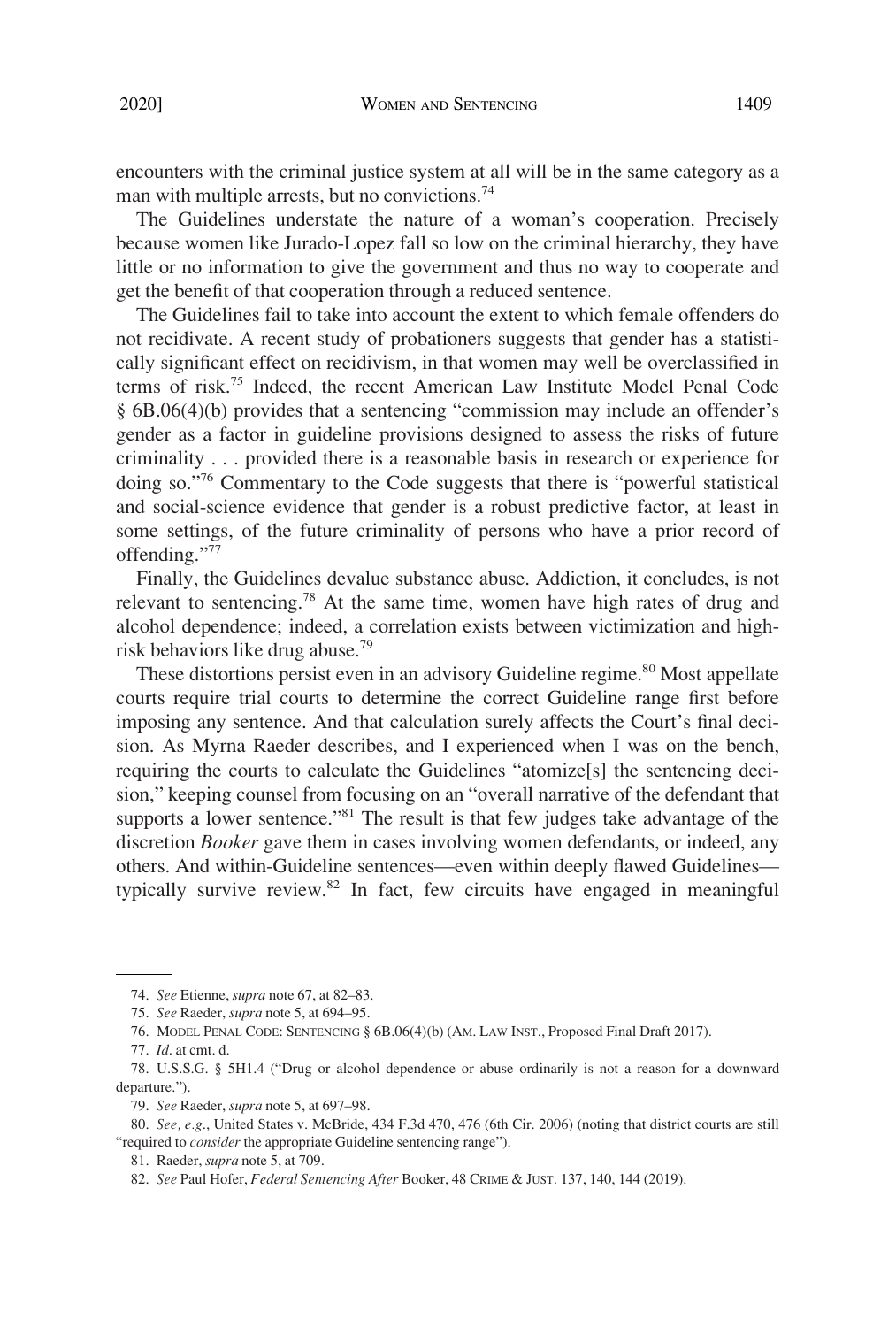encounters with the criminal justice system at all will be in the same category as a man with multiple arrests, but no convictions.[74]

The Guidelines understate the nature of a woman's cooperation. Precisely because women like Jurado-Lopez fall so low on the criminal hierarchy, they have little or no information to give the government and thus no way to cooperate and get the benefit of that cooperation through a reduced sentence.

The Guidelines fail to take into account the extent to which female offenders do not recidivate. A recent study of probationers suggests that gender has a statistically significant effect on recidivism, in that women may well be overclassified in terms of risk.[75] Indeed, the recent American Law Institute Model Penal Code § 6B.06(4)(b) provides that a sentencing "commission may include an offender's gender as a factor in guideline provisions designed to assess the risks of future criminality . . . provided there is a reasonable basis in research or experience for doing so."[76] Commentary to the Code suggests that there is "powerful statistical and social-science evidence that gender is a robust predictive factor, at least in some settings, of the future criminality of persons who have a prior record of offending."[77]

Finally, the Guidelines devalue substance abuse. Addiction, it concludes, is not relevant to sentencing.[78] At the same time, women have high rates of drug and alcohol dependence; indeed, a correlation exists between victimization and high-risk behaviors like drug abuse.[79]

These distortions persist even in an advisory Guideline regime.[80] Most appellate courts require trial courts to determine the correct Guideline range first before imposing any sentence. And that calculation surely affects the Court's final decision. As Myrna Raeder describes, and I experienced when I was on the bench, requiring the courts to calculate the Guidelines "atomize[s] the sentencing decision," keeping counsel from focusing on an "overall narrative of the defendant that supports a lower sentence."[81] The result is that few judges take advantage of the discretion *Booker* gave them in cases involving women defendants, or indeed, any others. And within-Guideline sentences—even within deeply flawed Guidelines—typically survive review.[82] In fact, few circuits have engaged in meaningful

---

74. *See* Etienne, *supra* note 67, at 82–83.

75. *See* Raeder, *supra* note 5, at 694–95.

76. MODEL PENAL CODE: SENTENCING § 6B.06(4)(b) (AM. LAW INST., Proposed Final Draft 2017).

77. *Id*. at cmt. d.

78. U.S.S.G. § 5H1.4 ("Drug or alcohol dependence or abuse ordinarily is not a reason for a downward departure.").

79. *See* Raeder, *supra* note 5, at 697–98.

80. *See, e.g*., United States v. McBride, 434 F.3d 470, 476 (6th Cir. 2006) (noting that district courts are still "required to *consider* the appropriate Guideline sentencing range").

81. Raeder, *supra* note 5, at 709.

82. *See* Paul Hofer, *Federal Sentencing After* Booker, 48 CRIME & JUST. 137, 140, 144 (2019).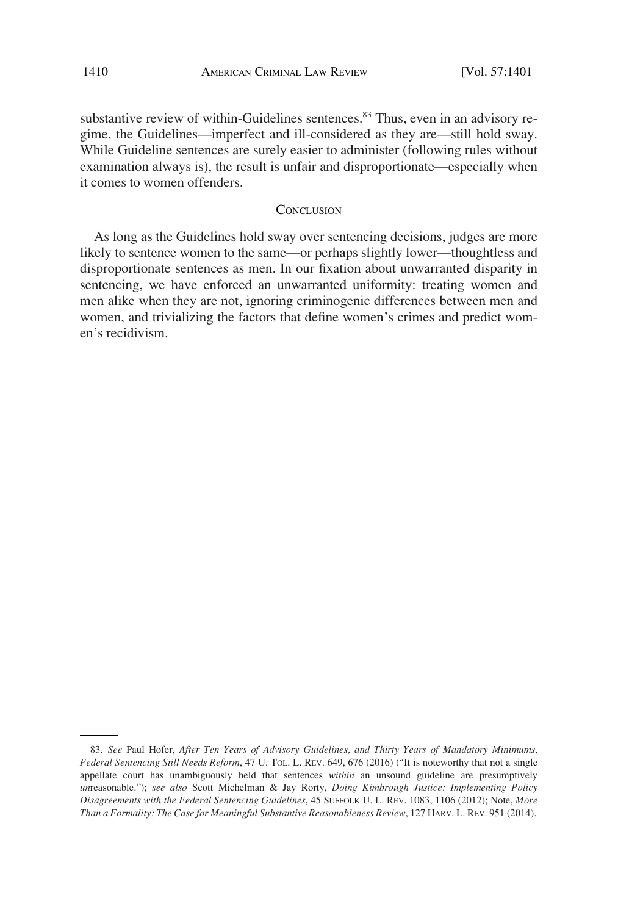substantive review of within-Guidelines sentences.[83] Thus, even in an advisory regime, the Guidelines—imperfect and ill-considered as they are—still hold sway. While Guideline sentences are surely easier to administer (following rules without examination always is), the result is unfair and disproportionate—especially when it comes to women offenders.

## CONCLUSION

As long as the Guidelines hold sway over sentencing decisions, judges are more likely to sentence women to the same—or perhaps slightly lower—thoughtless and disproportionate sentences as men. In our fixation about unwarranted disparity in sentencing, we have enforced an unwarranted uniformity: treating women and men alike when they are not, ignoring criminogenic differences between men and women, and trivializing the factors that define women's crimes and predict women's recidivism.

---

83. *See* Paul Hofer, *After Ten Years of Advisory Guidelines, and Thirty Years of Mandatory Minimums, Federal Sentencing Still Needs Reform*, 47 U. TOL. L. REV. 649, 676 (2016) ("It is noteworthy that not a single appellate court has unambiguously held that sentences *within* an unsound guideline are presumptively *un*reasonable."); *see also* Scott Michelman & Jay Rorty, *Doing Kimbrough Justice: Implementing Policy Disagreements with the Federal Sentencing Guidelines*, 45 SUFFOLK U. L. REV. 1083, 1106 (2012); Note, *More Than a Formality: The Case for Meaningful Substantive Reasonableness Review*, 127 HARV. L. REV. 951 (2014).